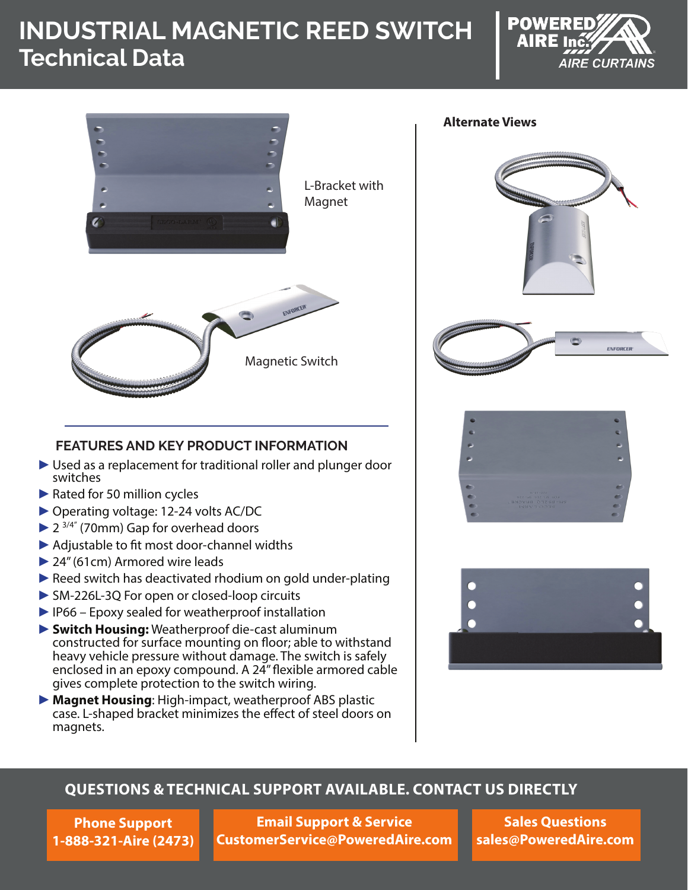# INDUSTRIAL MAGNETIC REED SWITCH
## Technical Data

L-Bracket with Magnet

Magnetic Switch

**Alternate Views**

### FEATURES AND KEY PRODUCT INFORMATION

- Used as a replacement for traditional roller and plunger door switches
- Rated for 50 million cycles
- Operating voltage: 12-24 volts AC/DC
- 2 3/4" (70mm) Gap for overhead doors
- Adjustable to fit most door-channel widths
- 24" (61cm) Armored wire leads
- Reed switch has deactivated rhodium on gold under-plating
- SM-226L-3Q For open or closed-loop circuits
- IP66 – Epoxy sealed for weatherproof installation
- **Switch Housing:** Weatherproof die-cast aluminum constructed for surface mounting on floor; able to withstand heavy vehicle pressure without damage. The switch is safely enclosed in an epoxy compound. A 24" flexible armored cable gives complete protection to the switch wiring.
- **Magnet Housing**: High-impact, weatherproof ABS plastic case. L-shaped bracket minimizes the effect of steel doors on magnets.

**QUESTIONS & TECHNICAL SUPPORT AVAILABLE. CONTACT US DIRECTLY**

| Phone Support | Email Support & Service | Sales Questions |
| --- | --- | --- |
| 1-888-321-Aire (2473) | CustomerService@PoweredAire.com | sales@PoweredAire.com |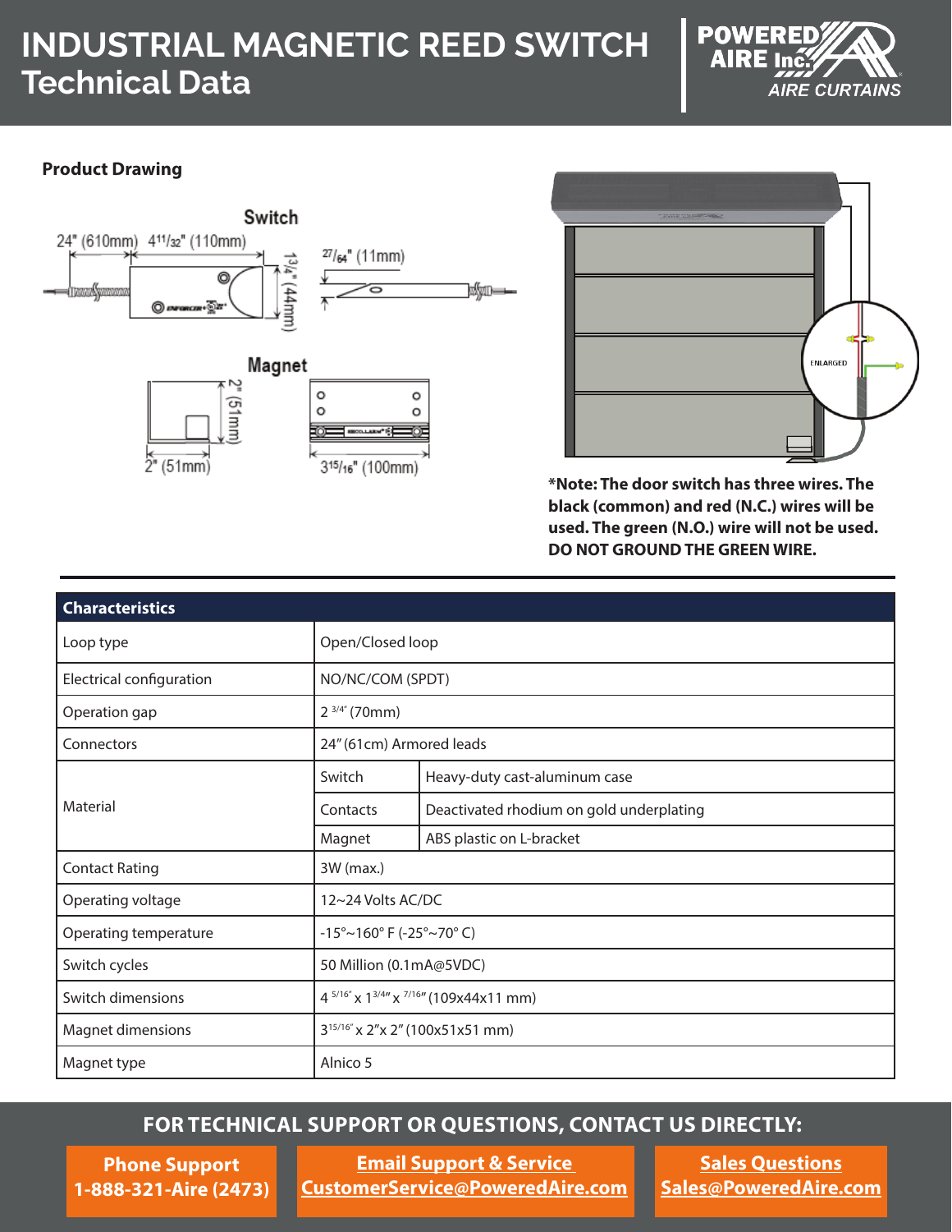# INDUSTRIAL MAGNETIC REED SWITCH
## Technical Data

POWERED AIRE Inc. AIRE CURTAINS

**Product Drawing**

Switch

24" (610mm) 4 11/32" (110mm)

1 3/4" (44mm)

27/64" (11mm)

Magnet

2" (51mm)

2" (51mm)

3 15/16" (100mm)

ENLARGED

**\*Note: The door switch has three wires. The black (common) and red (N.C.) wires will be used. The green (N.O.) wire will not be used. DO NOT GROUND THE GREEN WIRE.**

| Characteristics | | |
|---|---|---|
| Loop type | Open/Closed loop | |
| Electrical configuration | NO/NC/COM (SPDT) | |
| Operation gap | 2 3/4" (70mm) | |
| Connectors | 24" (61cm) Armored leads | |
| Material | Switch | Heavy-duty cast-aluminum case |
| | Contacts | Deactivated rhodium on gold underplating |
| | Magnet | ABS plastic on L-bracket |
| Contact Rating | 3W (max.) | |
| Operating voltage | 12~24 Volts AC/DC | |
| Operating temperature | -15°~160° F (-25°~70° C) | |
| Switch cycles | 50 Million (0.1mA@5VDC) | |
| Switch dimensions | 4 5/16" x 1 3/4" x 7/16" (109x44x11 mm) | |
| Magnet dimensions | 3 15/16" x 2" x 2" (100x51x51 mm) | |
| Magnet type | Alnico 5 | |

**FOR TECHNICAL SUPPORT OR QUESTIONS, CONTACT US DIRECTLY:**

**Phone Support**
**1-888-321-Aire (2473)**

**Email Support & Service**
**CustomerService@PoweredAire.com**

**Sales Questions**
**Sales@PoweredAire.com**